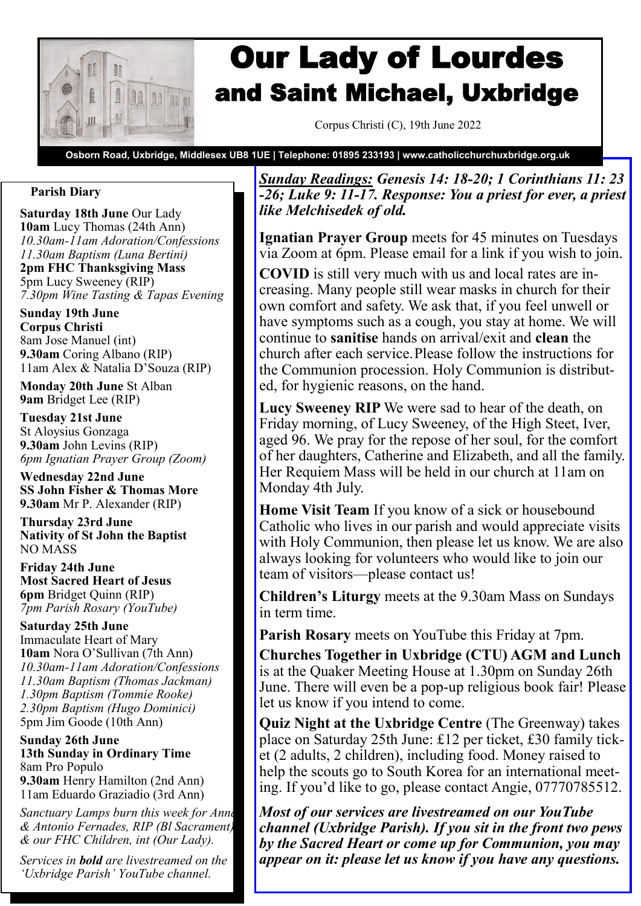# Our Lady of Lourdes
## and Saint Michael, Uxbridge

Corpus Christi (C), 19th June 2022

**Osborn Road, Uxbridge, Middlesex UB8 1UE | Telephone: 01895 233193 | www.catholicchurchuxbridge.org.uk**

### Parish Diary

**Saturday 18th June** Our Lady
**10am** Lucy Thomas (24th Ann)
*10.30am-11am Adoration/Confessions*
*11.30am Baptism (Luna Bertini)*
**2pm FHC Thanksgiving Mass**
5pm Lucy Sweeney (RIP)
*7.30pm Wine Tasting & Tapas Evening*

**Sunday 19th June**
**Corpus Christi**
8am Jose Manuel (int)
**9.30am** Coring Albano (RIP)
11am Alex & Natalia D'Souza (RIP)

**Monday 20th June** St Alban
**9am** Bridget Lee (RIP)

**Tuesday 21st June**
St Aloysius Gonzaga
**9.30am** John Levins (RIP)
*6pm Ignatian Prayer Group (Zoom)*

**Wednesday 22nd June**
**SS John Fisher & Thomas More**
**9.30am** Mr P. Alexander (RIP)

**Thursday 23rd June**
**Nativity of St John the Baptist**
NO MASS

**Friday 24th June**
**Most Sacred Heart of Jesus**
**6pm** Bridget Quinn (RIP)
*7pm Parish Rosary (YouTube)*

**Saturday 25th June**
Immaculate Heart of Mary
**10am** Nora O'Sullivan (7th Ann)
*10.30am-11am Adoration/Confessions*
*11.30am Baptism (Thomas Jackman)*
*1.30pm Baptism (Tommie Rooke)*
*2.30pm Baptism (Hugo Dominici)*
5pm Jim Goode (10th Ann)

**Sunday 26th June**
**13th Sunday in Ordinary Time**
8am Pro Populo
**9.30am** Henry Hamilton (2nd Ann)
11am Eduardo Graziadio (3rd Ann)

*Sanctuary Lamps burn this week for Anna & Antonio Fernades, RIP (Bl Sacrament) & our FHC Children, int (Our Lady).*

*Services in **bold** are livestreamed on the 'Uxbridge Parish' YouTube channel.*

***Sunday Readings:* Genesis 14: 18-20; 1 Corinthians 11: 23-26; Luke 9: 11-17. Response: You a priest for ever, a priest like Melchisedek of old.**

**Ignatian Prayer Group** meets for 45 minutes on Tuesdays via Zoom at 6pm. Please email for a link if you wish to join.

**COVID** is still very much with us and local rates are increasing. Many people still wear masks in church for their own comfort and safety. We ask that, if you feel unwell or have symptoms such as a cough, you stay at home. We will continue to **sanitise** hands on arrival/exit and **clean** the church after each service. Please follow the instructions for the Communion procession. Holy Communion is distributed, for hygienic reasons, on the hand.

**Lucy Sweeney RIP** We were sad to hear of the death, on Friday morning, of Lucy Sweeney, of the High Steet, Iver, aged 96. We pray for the repose of her soul, for the comfort of her daughters, Catherine and Elizabeth, and all the family. Her Requiem Mass will be held in our church at 11am on Monday 4th July.

**Home Visit Team** If you know of a sick or housebound Catholic who lives in our parish and would appreciate visits with Holy Communion, then please let us know. We are also always looking for volunteers who would like to join our team of visitors—please contact us!

**Children's Liturgy** meets at the 9.30am Mass on Sundays in term time.

**Parish Rosary** meets on YouTube this Friday at 7pm.

**Churches Together in Uxbridge (CTU) AGM and Lunch** is at the Quaker Meeting House at 1.30pm on Sunday 26th June. There will even be a pop-up religious book fair! Please let us know if you intend to come.

**Quiz Night at the Uxbridge Centre** (The Greenway) takes place on Saturday 25th June: £12 per ticket, £30 family ticket (2 adults, 2 children), including food. Money raised to help the scouts go to South Korea for an international meeting. If you'd like to go, please contact Angie, 07770785512.

***Most of our services are livestreamed on our YouTube channel (Uxbridge Parish). If you sit in the front two pews by the Sacred Heart or come up for Communion, you may appear on it: please let us know if you have any questions.***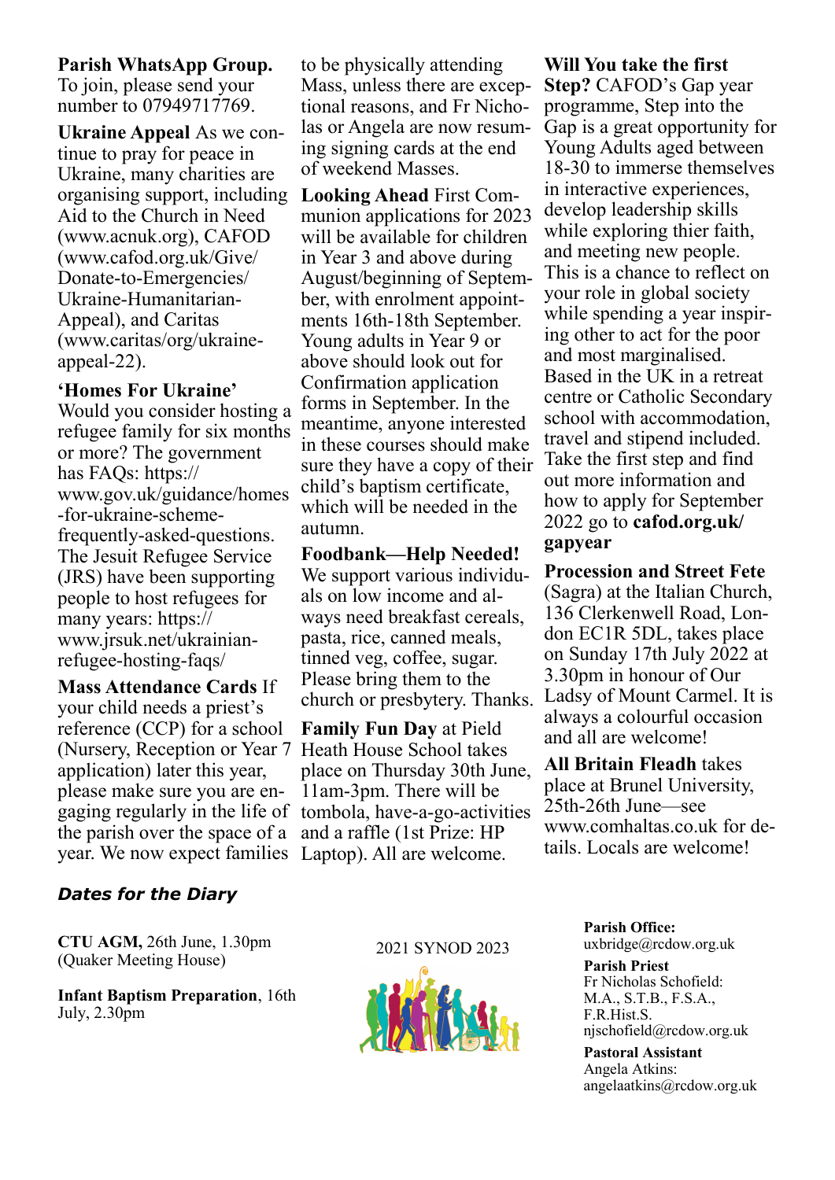**Parish WhatsApp Group.** To join, please send your number to 07949717769.

**Ukraine Appeal** As we continue to pray for peace in Ukraine, many charities are organising support, including Aid to the Church in Need (www.acnuk.org), CAFOD (www.cafod.org.uk/Give/Donate-to-Emergencies/Ukraine-Humanitarian-Appeal), and Caritas (www.caritas/org/ukraine-appeal-22).

**'Homes For Ukraine'** Would you consider hosting a refugee family for six months or more? The government has FAQs: https://www.gov.uk/guidance/homes-for-ukraine-scheme-frequently-asked-questions. The Jesuit Refugee Service (JRS) have been supporting people to host refugees for many years: https://www.jrsuk.net/ukrainian-refugee-hosting-faqs/

**Mass Attendance Cards** If your child needs a priest's reference (CCP) for a school (Nursery, Reception or Year 7 application) later this year, please make sure you are engaging regularly in the life of the parish over the space of a year. We now expect families to be physically attending Mass, unless there are exceptional reasons, and Fr Nicholas or Angela are now resuming signing cards at the end of weekend Masses.

**Looking Ahead** First Communion applications for 2023 will be available for children in Year 3 and above during August/beginning of September, with enrolment appointments 16th-18th September. Young adults in Year 9 or above should look out for Confirmation application forms in September. In the meantime, anyone interested in these courses should make sure they have a copy of their child's baptism certificate, which will be needed in the autumn.

**Foodbank—Help Needed!** We support various individuals on low income and always need breakfast cereals, pasta, rice, canned meals, tinned veg, coffee, sugar. Please bring them to the church or presbytery. Thanks.

**Family Fun Day** at Pield Heath House School takes place on Thursday 30th June, 11am-3pm. There will be tombola, have-a-go-activities and a raffle (1st Prize: HP Laptop). All are welcome.

**Will You take the first Step?** CAFOD's Gap year programme, Step into the Gap is a great opportunity for Young Adults aged between 18-30 to immerse themselves in interactive experiences, develop leadership skills while exploring thier faith, and meeting new people. This is a chance to reflect on your role in global society while spending a year inspiring other to act for the poor and most marginalised. Based in the UK in a retreat centre or Catholic Secondary school with accommodation, travel and stipend included. Take the first step and find out more information and how to apply for September 2022 go to **cafod.org.uk/gapyear**

**Procession and Street Fete** (Sagra) at the Italian Church, 136 Clerkenwell Road, London EC1R 5DL, takes place on Sunday 17th July 2022 at 3.30pm in honour of Our Ladsy of Mount Carmel. It is always a colourful occasion and all are welcome!

**All Britain Fleadh** takes place at Brunel University, 25th-26th June—see www.comhaltas.co.uk for details. Locals are welcome!

### *Dates for the Diary*

**CTU AGM,** 26th June, 1.30pm (Quaker Meeting House)

**Infant Baptism Preparation**, 16th July, 2.30pm

2021 SYNOD 2023

**Parish Office:**
uxbridge@rcdow.org.uk

**Parish Priest**
Fr Nicholas Schofield: M.A., S.T.B., F.S.A., F.R.Hist.S.
njschofield@rcdow.org.uk

**Pastoral Assistant**
Angela Atkins:
angelaatkins@rcdow.org.uk